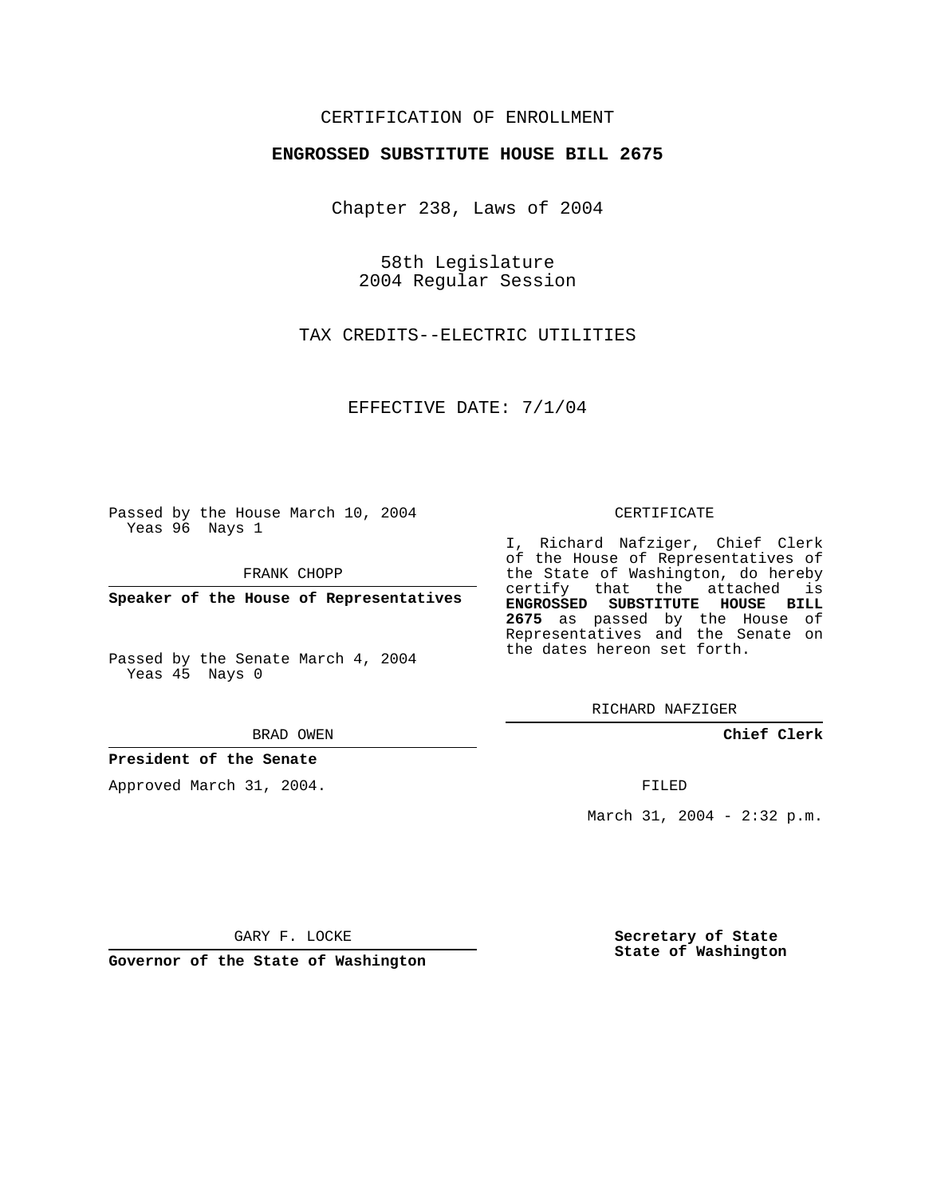CERTIFICATION OF ENROLLMENT

**ENGROSSED SUBSTITUTE HOUSE BILL 2675**

Chapter 238, Laws of 2004

58th Legislature
2004 Regular Session

TAX CREDITS--ELECTRIC UTILITIES

EFFECTIVE DATE: 7/1/04

Passed by the House March 10, 2004
Yeas 96 Nays 1

FRANK CHOPP

**Speaker of the House of Representatives**

Passed by the Senate March 4, 2004
Yeas 45 Nays 0

BRAD OWEN

**President of the Senate**

Approved March 31, 2004.

GARY F. LOCKE

**Governor of the State of Washington**

CERTIFICATE

I, Richard Nafziger, Chief Clerk of the House of Representatives of the State of Washington, do hereby certify that the attached is **ENGROSSED SUBSTITUTE HOUSE BILL 2675** as passed by the House of Representatives and the Senate on the dates hereon set forth.

RICHARD NAFZIGER

**Chief Clerk**

FILED

March 31, 2004 - 2:32 p.m.

**Secretary of State**
**State of Washington**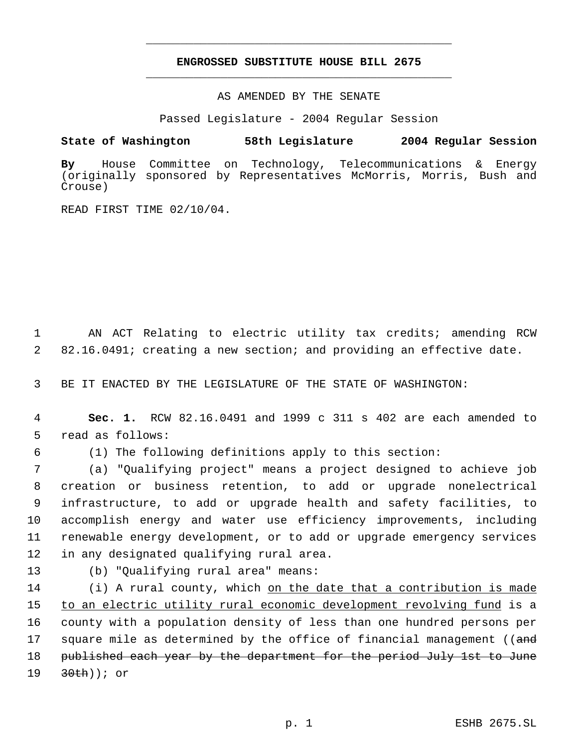# ENGROSSED SUBSTITUTE HOUSE BILL 2675

AS AMENDED BY THE SENATE

Passed Legislature - 2004 Regular Session

**State of Washington 58th Legislature 2004 Regular Session**

**By** House Committee on Technology, Telecommunications & Energy (originally sponsored by Representatives McMorris, Morris, Bush and Crouse)

READ FIRST TIME 02/10/04.

AN ACT Relating to electric utility tax credits; amending RCW 82.16.0491; creating a new section; and providing an effective date.

BE IT ENACTED BY THE LEGISLATURE OF THE STATE OF WASHINGTON:

**Sec. 1.** RCW 82.16.0491 and 1999 c 311 s 402 are each amended to read as follows:

(1) The following definitions apply to this section:

(a) "Qualifying project" means a project designed to achieve job creation or business retention, to add or upgrade nonelectrical infrastructure, to add or upgrade health and safety facilities, to accomplish energy and water use efficiency improvements, including renewable energy development, or to add or upgrade emergency services in any designated qualifying rural area.

(b) "Qualifying rural area" means:

(i) A rural county, which <u>on the date that a contribution is made to an electric utility rural economic development revolving fund</u> is a county with a population density of less than one hundred persons per square mile as determined by the office of financial management ((~~and published each year by the department for the period July 1st to June 30th~~)); or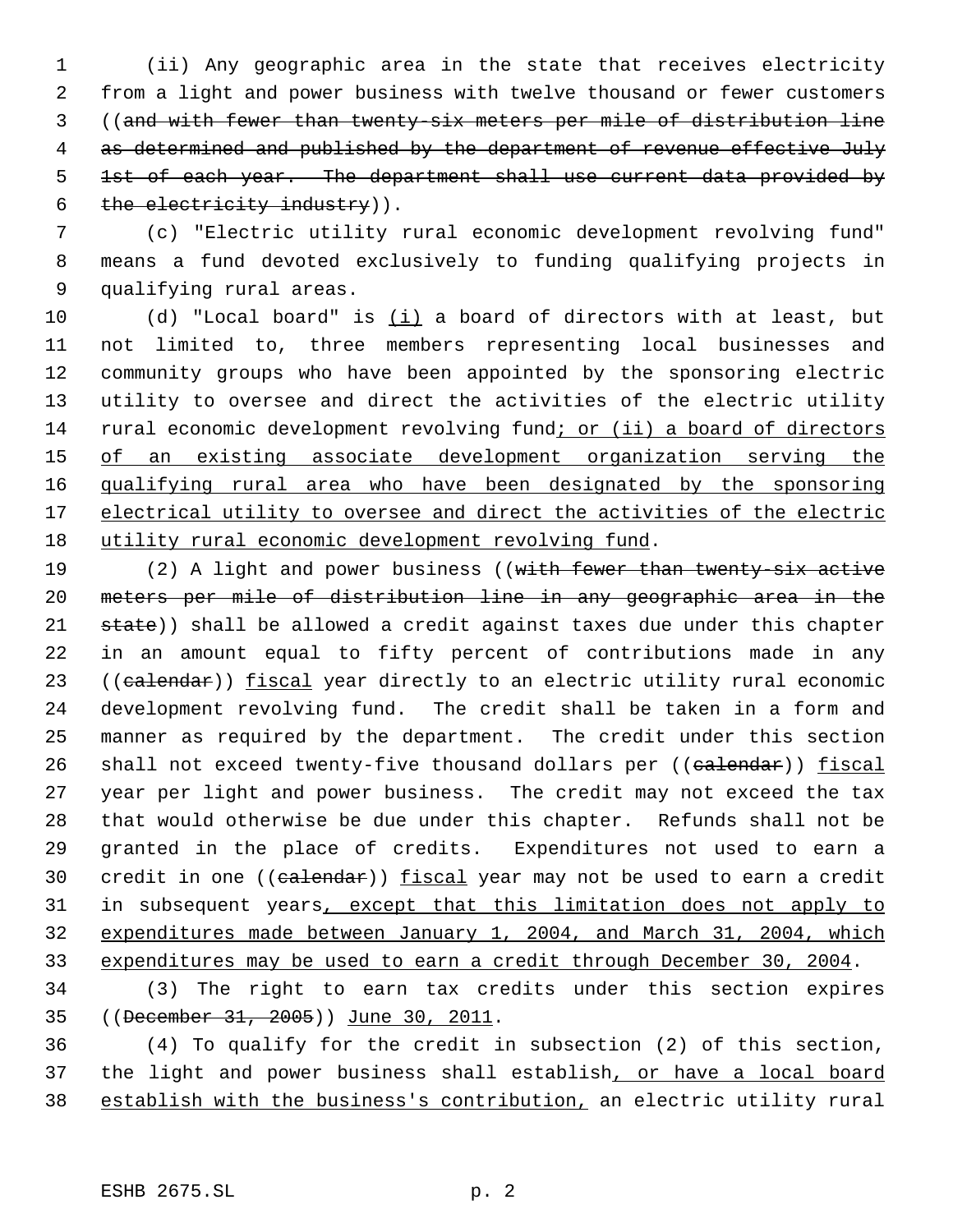(ii) Any geographic area in the state that receives electricity from a light and power business with twelve thousand or fewer customers ((~~and with fewer than twenty-six meters per mile of distribution line as determined and published by the department of revenue effective July 1st of each year. The department shall use current data provided by the electricity industry~~)).

(c) "Electric utility rural economic development revolving fund" means a fund devoted exclusively to funding qualifying projects in qualifying rural areas.

(d) "Local board" is <u>(i)</u> a board of directors with at least, but not limited to, three members representing local businesses and community groups who have been appointed by the sponsoring electric utility to oversee and direct the activities of the electric utility rural economic development revolving fund<u>; or (ii) a board of directors of an existing associate development organization serving the qualifying rural area who have been designated by the sponsoring electrical utility to oversee and direct the activities of the electric utility rural economic development revolving fund</u>.

(2) A light and power business ((~~with fewer than twenty-six active meters per mile of distribution line in any geographic area in the state~~)) shall be allowed a credit against taxes due under this chapter in an amount equal to fifty percent of contributions made in any ((~~calendar~~)) <u>fiscal</u> year directly to an electric utility rural economic development revolving fund. The credit shall be taken in a form and manner as required by the department. The credit under this section shall not exceed twenty-five thousand dollars per ((~~calendar~~)) <u>fiscal</u> year per light and power business. The credit may not exceed the tax that would otherwise be due under this chapter. Refunds shall not be granted in the place of credits. Expenditures not used to earn a credit in one ((~~calendar~~)) <u>fiscal</u> year may not be used to earn a credit in subsequent years<u>, except that this limitation does not apply to expenditures made between January 1, 2004, and March 31, 2004, which expenditures may be used to earn a credit through December 30, 2004</u>.

(3) The right to earn tax credits under this section expires ((~~December 31, 2005~~)) <u>June 30, 2011</u>.

(4) To qualify for the credit in subsection (2) of this section, the light and power business shall establish<u>, or have a local board establish with the business's contribution,</u> an electric utility rural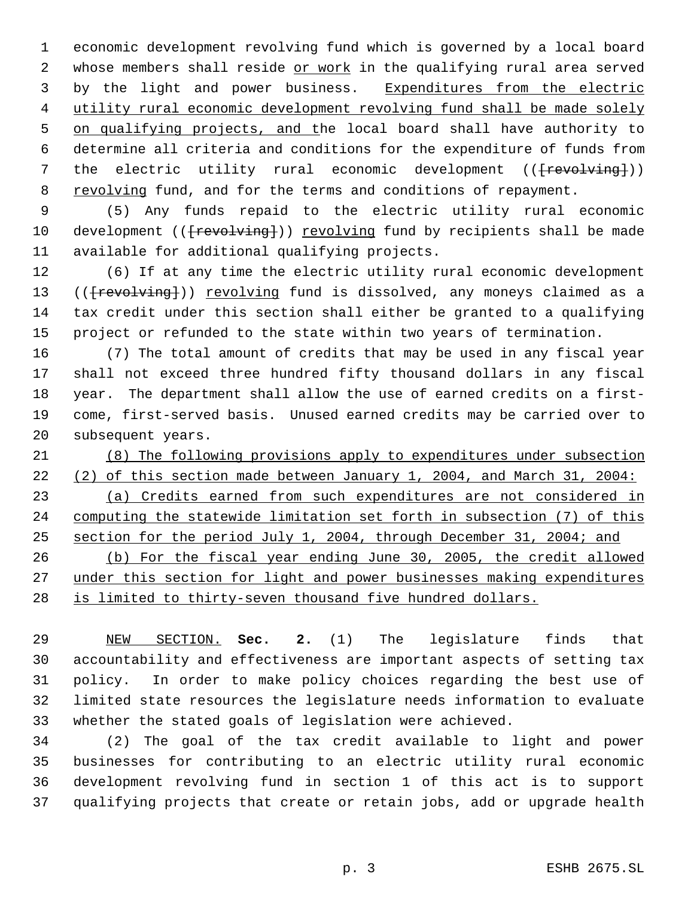economic development revolving fund which is governed by a local board whose members shall reside <u>or work</u> in the qualifying rural area served by the light and power business. <u>Expenditures from the electric utility rural economic development revolving fund shall be made solely on qualifying projects, and t</u>he local board shall have authority to determine all criteria and conditions for the expenditure of funds from the electric utility rural economic development (([revolving])) <u>revolving</u> fund, and for the terms and conditions of repayment.

(5) Any funds repaid to the electric utility rural economic development (([revolving])) <u>revolving</u> fund by recipients shall be made available for additional qualifying projects.

(6) If at any time the electric utility rural economic development (([revolving])) <u>revolving</u> fund is dissolved, any moneys claimed as a tax credit under this section shall either be granted to a qualifying project or refunded to the state within two years of termination.

(7) The total amount of credits that may be used in any fiscal year shall not exceed three hundred fifty thousand dollars in any fiscal year. The department shall allow the use of earned credits on a first-come, first-served basis. Unused earned credits may be carried over to subsequent years.

<u>(8) The following provisions apply to expenditures under subsection (2) of this section made between January 1, 2004, and March 31, 2004:</u>

<u>(a) Credits earned from such expenditures are not considered in computing the statewide limitation set forth in subsection (7) of this section for the period July 1, 2004, through December 31, 2004; and</u>

<u>(b) For the fiscal year ending June 30, 2005, the credit allowed under this section for light and power businesses making expenditures is limited to thirty-seven thousand five hundred dollars.</u>

<u>NEW SECTION.</u> **Sec. 2.** (1) The legislature finds that accountability and effectiveness are important aspects of setting tax policy. In order to make policy choices regarding the best use of limited state resources the legislature needs information to evaluate whether the stated goals of legislation were achieved.

(2) The goal of the tax credit available to light and power businesses for contributing to an electric utility rural economic development revolving fund in section 1 of this act is to support qualifying projects that create or retain jobs, add or upgrade health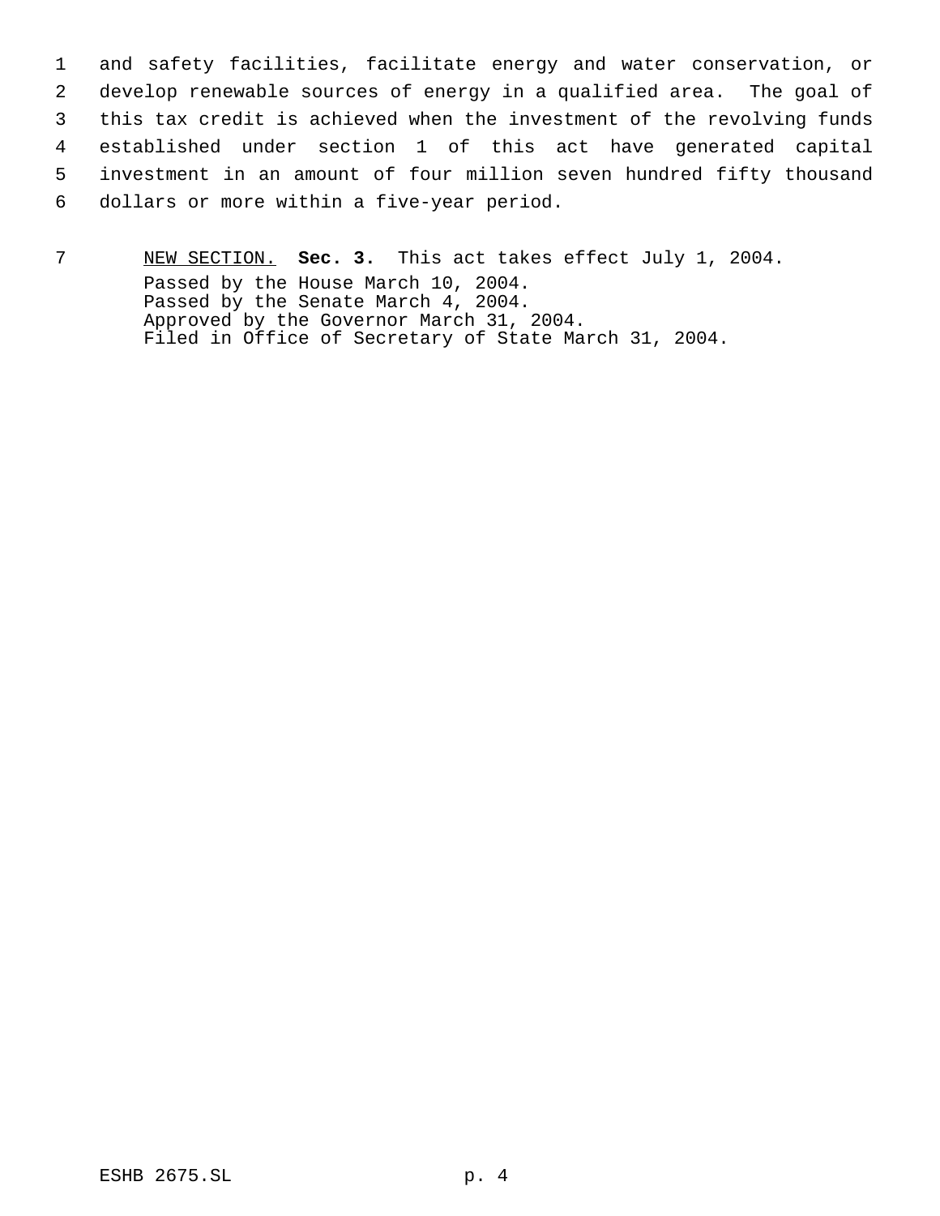and safety facilities, facilitate energy and water conservation, or develop renewable sources of energy in a qualified area. The goal of this tax credit is achieved when the investment of the revolving funds established under section 1 of this act have generated capital investment in an amount of four million seven hundred fifty thousand dollars or more within a five-year period.

NEW SECTION. **Sec. 3.** This act takes effect July 1, 2004.

Passed by the House March 10, 2004.
Passed by the Senate March 4, 2004.
Approved by the Governor March 31, 2004.
Filed in Office of Secretary of State March 31, 2004.